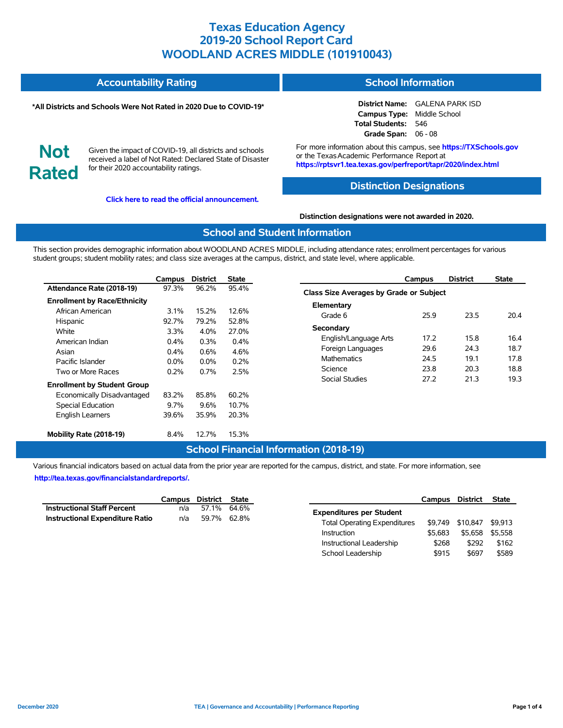# Texas Education Agency
# 2019-20 School Report Card
# WOODLAND ACRES MIDDLE (101910043)

## Accountability Rating

**\*All Districts and Schools Were Not Rated in 2020 Due to COVID-19\***

**Not Rated**

Given the impact of COVID-19, all districts and schools received a label of Not Rated: Declared State of Disaster for their 2020 accountability ratings.

**Click here to read the official announcement.**

## School Information

**District Name:** GALENA PARK ISD
**Campus Type:** Middle School
**Total Students:** 546
**Grade Span:** 06 - 08

For more information about this campus, see **https://TXSchools.gov** or the Texas Academic Performance Report at **https://rptsvr1.tea.texas.gov/perfreport/tapr/2020/index.html**

## Distinction Designations

**Distinction designations were not awarded in 2020.**

## School and Student Information

This section provides demographic information about WOODLAND ACRES MIDDLE, including attendance rates; enrollment percentages for various student groups; student mobility rates; and class size averages at the campus, district, and state level, where applicable.

| | Campus | District | State |
|---|---|---|---|
| **Attendance Rate (2018-19)** | 97.3% | 96.2% | 95.4% |
| **Enrollment by Race/Ethnicity** | | | |
| African American | 3.1% | 15.2% | 12.6% |
| Hispanic | 92.7% | 79.2% | 52.8% |
| White | 3.3% | 4.0% | 27.0% |
| American Indian | 0.4% | 0.3% | 0.4% |
| Asian | 0.4% | 0.6% | 4.6% |
| Pacific Islander | 0.0% | 0.0% | 0.2% |
| Two or More Races | 0.2% | 0.7% | 2.5% |
| **Enrollment by Student Group** | | | |
| Economically Disadvantaged | 83.2% | 85.8% | 60.2% |
| Special Education | 9.7% | 9.6% | 10.7% |
| English Learners | 39.6% | 35.9% | 20.3% |
| **Mobility Rate (2018-19)** | 8.4% | 12.7% | 15.3% |

| | Campus | District | State |
|---|---|---|---|
| **Class Size Averages by Grade or Subject** | | | |
| **Elementary** | | | |
| Grade 6 | 25.9 | 23.5 | 20.4 |
| **Secondary** | | | |
| English/Language Arts | 17.2 | 15.8 | 16.4 |
| Foreign Languages | 29.6 | 24.3 | 18.7 |
| Mathematics | 24.5 | 19.1 | 17.8 |
| Science | 23.8 | 20.3 | 18.8 |
| Social Studies | 27.2 | 21.3 | 19.3 |

## School Financial Information (2018-19)

Various financial indicators based on actual data from the prior year are reported for the campus, district, and state. For more information, see **http://tea.texas.gov/financialstandardreports/.**

| | Campus | District | State |
|---|---|---|---|
| **Instructional Staff Percent** | n/a | 57.1% | 64.6% |
| **Instructional Expenditure Ratio** | n/a | 59.7% | 62.8% |

| | Campus | District | State |
|---|---|---|---|
| **Expenditures per Student** | | | |
| Total Operating Expenditures | $9,749 | $10,847 | $9,913 |
| Instruction | $5,683 | $5,658 | $5,558 |
| Instructional Leadership | $268 | $292 | $162 |
| School Leadership | $915 | $697 | $589 |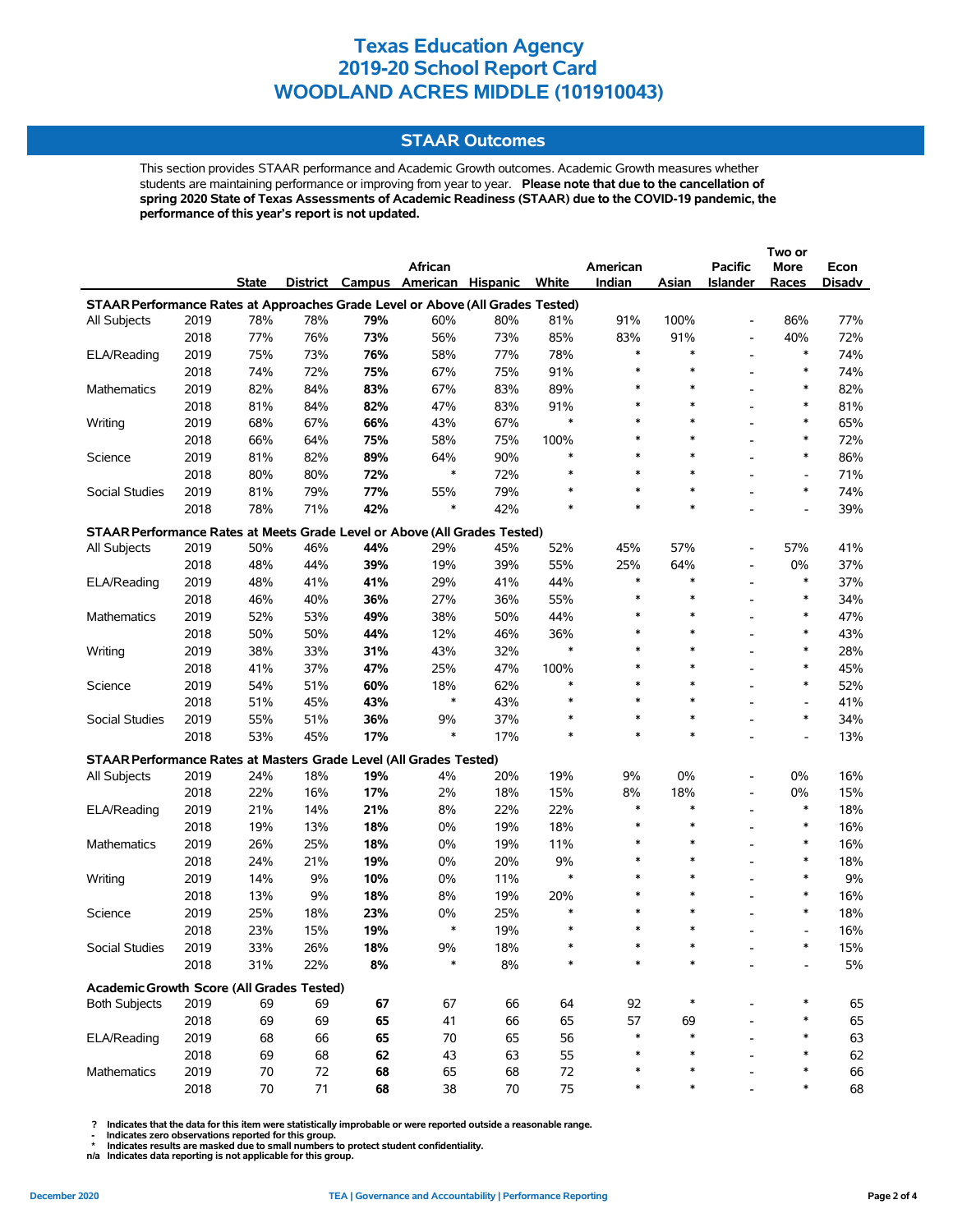# Texas Education Agency
# 2019-20 School Report Card
# WOODLAND ACRES MIDDLE (101910043)

## STAAR Outcomes

This section provides STAAR performance and Academic Growth outcomes. Academic Growth measures whether students are maintaining performance or improving from year to year. **Please note that due to the cancellation of spring 2020 State of Texas Assessments of Academic Readiness (STAAR) due to the COVID-19 pandemic, the performance of this year's report is not updated.**

| | | State | District | Campus | African American | Hispanic | White | American Indian | Asian | Pacific Islander | Two or More Races | Econ Disadv |
|---|---|---|---|---|---|---|---|---|---|---|---|---|
| **STAAR Performance Rates at Approaches Grade Level or Above (All Grades Tested)** | | | | | | | | | | | | |
| All Subjects | 2019 | 78% | 78% | **79%** | 60% | 80% | 81% | 91% | 100% | - | 86% | 77% |
| | 2018 | 77% | 76% | **73%** | 56% | 73% | 85% | 83% | 91% | - | 40% | 72% |
| ELA/Reading | 2019 | 75% | 73% | **76%** | 58% | 77% | 78% | * | * | - | * | 74% |
| | 2018 | 74% | 72% | **75%** | 67% | 75% | 91% | * | * | - | * | 74% |
| Mathematics | 2019 | 82% | 84% | **83%** | 67% | 83% | 89% | * | * | - | * | 82% |
| | 2018 | 81% | 84% | **82%** | 47% | 83% | 91% | * | * | - | * | 81% |
| Writing | 2019 | 68% | 67% | **66%** | 43% | 67% | * | * | * | - | * | 65% |
| | 2018 | 66% | 64% | **75%** | 58% | 75% | 100% | * | * | - | * | 72% |
| Science | 2019 | 81% | 82% | **89%** | 64% | 90% | * | * | * | - | * | 86% |
| | 2018 | 80% | 80% | **72%** | * | 72% | * | * | * | - | - | 71% |
| Social Studies | 2019 | 81% | 79% | **77%** | 55% | 79% | * | * | * | - | * | 74% |
| | 2018 | 78% | 71% | **42%** | * | 42% | * | * | * | - | - | 39% |
| **STAAR Performance Rates at Meets Grade Level or Above (All Grades Tested)** | | | | | | | | | | | | |
| All Subjects | 2019 | 50% | 46% | **44%** | 29% | 45% | 52% | 45% | 57% | - | 57% | 41% |
| | 2018 | 48% | 44% | **39%** | 19% | 39% | 55% | 25% | 64% | - | 0% | 37% |
| ELA/Reading | 2019 | 48% | 41% | **41%** | 29% | 41% | 44% | * | * | - | * | 37% |
| | 2018 | 46% | 40% | **36%** | 27% | 36% | 55% | * | * | - | * | 34% |
| Mathematics | 2019 | 52% | 53% | **49%** | 38% | 50% | 44% | * | * | - | * | 47% |
| | 2018 | 50% | 50% | **44%** | 12% | 46% | 36% | * | * | - | * | 43% |
| Writing | 2019 | 38% | 33% | **31%** | 43% | 32% | * | * | * | - | * | 28% |
| | 2018 | 41% | 37% | **47%** | 25% | 47% | 100% | * | * | - | * | 45% |
| Science | 2019 | 54% | 51% | **60%** | 18% | 62% | * | * | * | - | * | 52% |
| | 2018 | 51% | 45% | **43%** | * | 43% | * | * | * | - | - | 41% |
| Social Studies | 2019 | 55% | 51% | **36%** | 9% | 37% | * | * | * | - | * | 34% |
| | 2018 | 53% | 45% | **17%** | * | 17% | * | * | * | - | - | 13% |
| **STAAR Performance Rates at Masters Grade Level (All Grades Tested)** | | | | | | | | | | | | |
| All Subjects | 2019 | 24% | 18% | **19%** | 4% | 20% | 19% | 9% | 0% | - | 0% | 16% |
| | 2018 | 22% | 16% | **17%** | 2% | 18% | 15% | 8% | 18% | - | 0% | 15% |
| ELA/Reading | 2019 | 21% | 14% | **21%** | 8% | 22% | 22% | * | * | - | * | 18% |
| | 2018 | 19% | 13% | **18%** | 0% | 19% | 18% | * | * | - | * | 16% |
| Mathematics | 2019 | 26% | 25% | **18%** | 0% | 19% | 11% | * | * | - | * | 16% |
| | 2018 | 24% | 21% | **19%** | 0% | 20% | 9% | * | * | - | * | 18% |
| Writing | 2019 | 14% | 9% | **10%** | 0% | 11% | * | * | * | - | * | 9% |
| | 2018 | 13% | 9% | **18%** | 8% | 19% | 20% | * | * | - | * | 16% |
| Science | 2019 | 25% | 18% | **23%** | 0% | 25% | * | * | * | - | * | 18% |
| | 2018 | 23% | 15% | **19%** | * | 19% | * | * | * | - | - | 16% |
| Social Studies | 2019 | 33% | 26% | **18%** | 9% | 18% | * | * | * | - | * | 15% |
| | 2018 | 31% | 22% | **8%** | * | 8% | * | * | * | - | - | 5% |
| **Academic Growth Score (All Grades Tested)** | | | | | | | | | | | | |
| Both Subjects | 2019 | 69 | 69 | **67** | 67 | 66 | 64 | 92 | * | - | * | 65 |
| | 2018 | 69 | 69 | **65** | 41 | 66 | 65 | 57 | 69 | - | * | 65 |
| ELA/Reading | 2019 | 68 | 66 | **65** | 70 | 65 | 56 | * | * | - | * | 63 |
| | 2018 | 69 | 68 | **62** | 43 | 63 | 55 | * | * | - | * | 62 |
| Mathematics | 2019 | 70 | 72 | **68** | 65 | 68 | 72 | * | * | - | * | 66 |
| | 2018 | 70 | 71 | **68** | 38 | 70 | 75 | * | * | - | * | 68 |

? Indicates that the data for this item were statistically improbable or were reported outside a reasonable range.
- Indicates zero observations reported for this group.
* Indicates results are masked due to small numbers to protect student confidentiality.
n/a Indicates data reporting is not applicable for this group.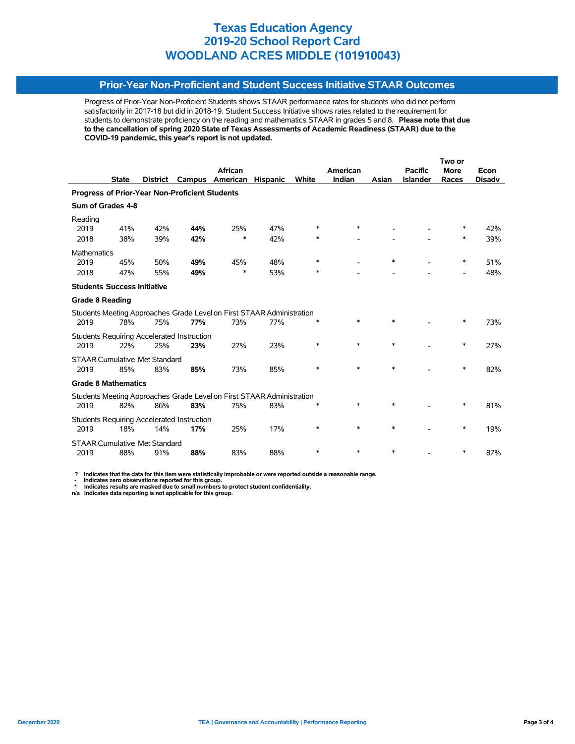# Texas Education Agency
# 2019-20 School Report Card
# WOODLAND ACRES MIDDLE (101910043)

## Prior-Year Non-Proficient and Student Success Initiative STAAR Outcomes

Progress of Prior-Year Non-Proficient Students shows STAAR performance rates for students who did not perform satisfactorily in 2017-18 but did in 2018-19. Student Success Initiative shows rates related to the requirement for students to demonstrate proficiency on the reading and mathematics STAAR in grades 5 and 8. **Please note that due to the cancellation of spring 2020 State of Texas Assessments of Academic Readiness (STAAR) due to the COVID-19 pandemic, this year's report is not updated.**

| | State | District | Campus | African American | Hispanic | White | American Indian | Asian | Pacific Islander | Two or More Races | Econ Disadv |
|---|---|---|---|---|---|---|---|---|---|---|---|
| **Progress of Prior-Year Non-Proficient Students** | | | | | | | | | | | |
| **Sum of Grades 4-8** | | | | | | | | | | | |
| Reading | | | | | | | | | | | |
| 2019 | 41% | 42% | **44%** | 25% | 47% | * | * | - | - | * | 42% |
| 2018 | 38% | 39% | **42%** | * | 42% | * | - | - | - | * | 39% |
| Mathematics | | | | | | | | | | | |
| 2019 | 45% | 50% | **49%** | 45% | 48% | * | - | * | - | * | 51% |
| 2018 | 47% | 55% | **49%** | * | 53% | * | - | - | - | - | 48% |
| **Students Success Initiative** | | | | | | | | | | | |
| **Grade 8 Reading** | | | | | | | | | | | |
| Students Meeting Approaches Grade Level on First STAAR Administration | | | | | | | | | | | |
| 2019 | 78% | 75% | **77%** | 73% | 77% | * | * | * | - | * | 73% |
| Students Requiring Accelerated Instruction | | | | | | | | | | | |
| 2019 | 22% | 25% | **23%** | 27% | 23% | * | * | * | - | * | 27% |
| STAAR Cumulative Met Standard | | | | | | | | | | | |
| 2019 | 85% | 83% | **85%** | 73% | 85% | * | * | * | - | * | 82% |
| **Grade 8 Mathematics** | | | | | | | | | | | |
| Students Meeting Approaches Grade Level on First STAAR Administration | | | | | | | | | | | |
| 2019 | 82% | 86% | **83%** | 75% | 83% | * | * | * | - | * | 81% |
| Students Requiring Accelerated Instruction | | | | | | | | | | | |
| 2019 | 18% | 14% | **17%** | 25% | 17% | * | * | * | - | * | 19% |
| STAAR Cumulative Met Standard | | | | | | | | | | | |
| 2019 | 88% | 91% | **88%** | 83% | 88% | * | * | * | - | * | 87% |

? Indicates that the data for this item were statistically improbable or were reported outside a reasonable range.
- Indicates zero observations reported for this group.
* Indicates results are masked due to small numbers to protect student confidentiality.
n/a Indicates data reporting is not applicable for this group.